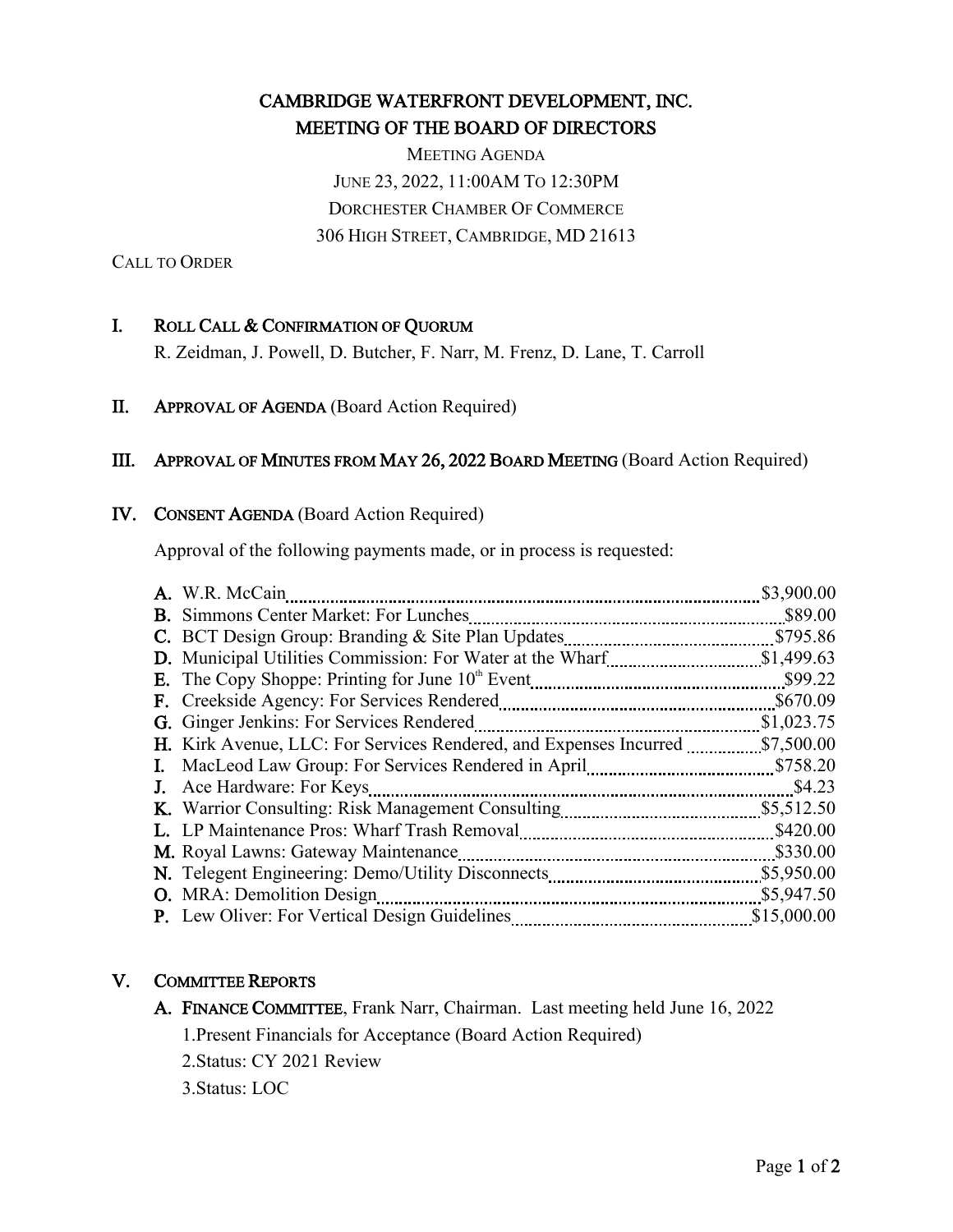# CAMBRIDGE WATERFRONT DEVELOPMENT, INC.
## MEETING OF THE BOARD OF DIRECTORS

MEETING AGENDA
JUNE 23, 2022, 11:00AM TO 12:30PM
DORCHESTER CHAMBER OF COMMERCE
306 HIGH STREET, CAMBRIDGE, MD 21613

CALL TO ORDER

## I. ROLL CALL & CONFIRMATION OF QUORUM

R. Zeidman, J. Powell, D. Butcher, F. Narr, M. Frenz, D. Lane, T. Carroll

## II. APPROVAL OF AGENDA (Board Action Required)

## III. APPROVAL OF MINUTES FROM MAY 26, 2022 BOARD MEETING (Board Action Required)

## IV. CONSENT AGENDA (Board Action Required)

Approval of the following payments made, or in process is requested:

- **A.** W.R. McCain ........ $3,900.00
- **B.** Simmons Center Market: For Lunches ........ $89.00
- **C.** BCT Design Group: Branding & Site Plan Updates ........ $795.86
- **D.** Municipal Utilities Commission: For Water at the Wharf ........ $1,499.63
- **E.** The Copy Shoppe: Printing for June 10th Event ........ $99.22
- **F.** Creekside Agency: For Services Rendered ........ $670.09
- **G.** Ginger Jenkins: For Services Rendered ........ $1,023.75
- **H.** Kirk Avenue, LLC: For Services Rendered, and Expenses Incurred ........ $7,500.00
- **I.** MacLeod Law Group: For Services Rendered in April ........ $758.20
- **J.** Ace Hardware: For Keys ........ $4.23
- **K.** Warrior Consulting: Risk Management Consulting ........ $5,512.50
- **L.** LP Maintenance Pros: Wharf Trash Removal ........ $420.00
- **M.** Royal Lawns: Gateway Maintenance ........ $330.00
- **N.** Telegent Engineering: Demo/Utility Disconnects ........ $5,950.00
- **O.** MRA: Demolition Design ........ $5,947.50
- **P.** Lew Oliver: For Vertical Design Guidelines ........ $15,000.00

## V. COMMITTEE REPORTS

**A. FINANCE COMMITTEE**, Frank Narr, Chairman. Last meeting held June 16, 2022

1. Present Financials for Acceptance (Board Action Required)
2. Status: CY 2021 Review
3. Status: LOC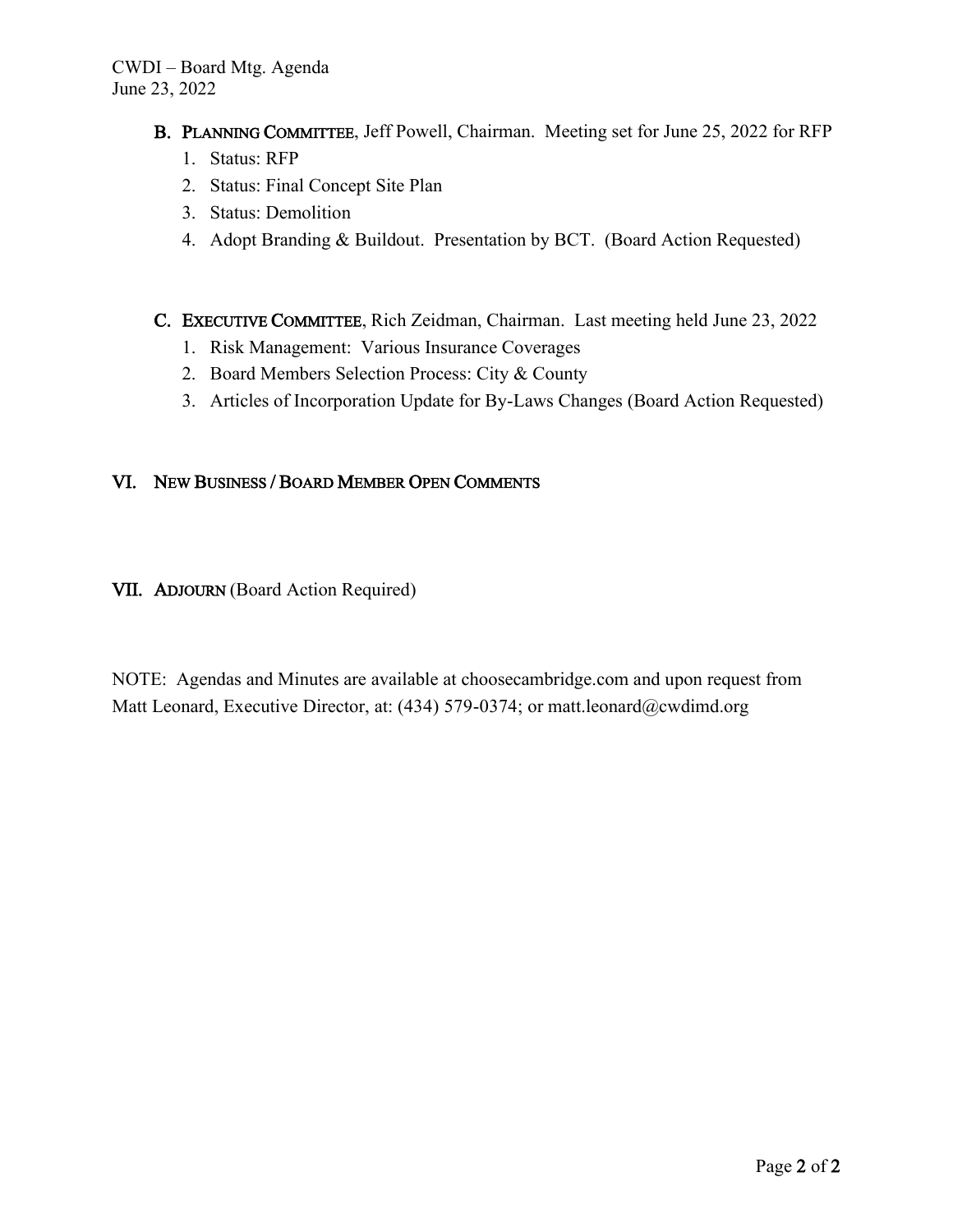B. **Planning Committee**, Jeff Powell, Chairman. Meeting set for June 25, 2022 for RFP

1. Status: RFP
2. Status: Final Concept Site Plan
3. Status: Demolition
4. Adopt Branding & Buildout. Presentation by BCT. (Board Action Requested)

C. **Executive Committee**, Rich Zeidman, Chairman. Last meeting held June 23, 2022

1. Risk Management: Various Insurance Coverages
2. Board Members Selection Process: City & County
3. Articles of Incorporation Update for By-Laws Changes (Board Action Requested)

## VI. New Business / Board Member Open Comments

## VII. Adjourn (Board Action Required)

NOTE: Agendas and Minutes are available at choosecambridge.com and upon request from Matt Leonard, Executive Director, at: (434) 579-0374; or matt.leonard@cwdimd.org